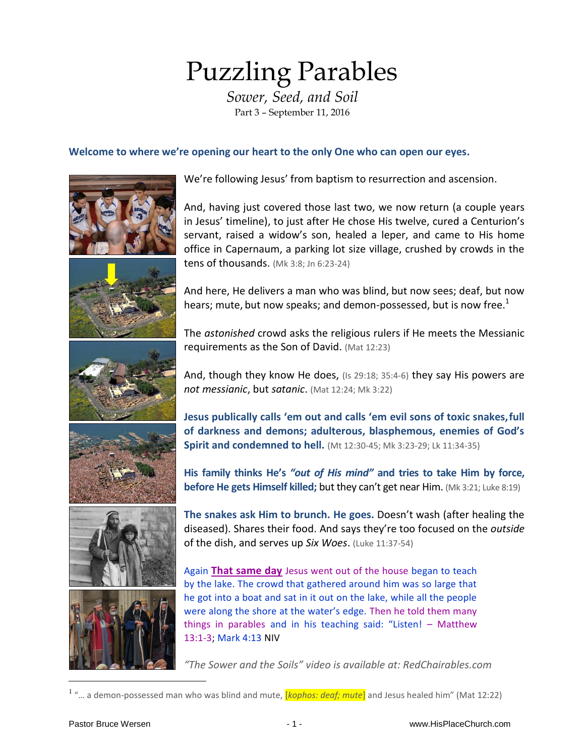# Puzzling Parables

*Sower, Seed, and Soil*

Part 3 – September 11, 2016

**Welcome to where we're opening our heart to the only One who can open our eyes.**

We're following Jesus' from baptism to resurrection and ascension.

And, having just covered those last two, we now return (a couple years in Jesus' timeline), to just after He chose His twelve, cured a Centurion's servant, raised a widow's son, healed a leper, and came to His home office in Capernaum, a parking lot size village, crushed by crowds in the tens of thousands. (Mk 3:8; Jn 6:23-24)

And here, He delivers a man who was blind, but now sees; deaf, but now hears; mute, but now speaks; and demon-possessed, but is now free.[1]

The *astonished* crowd asks the religious rulers if He meets the Messianic requirements as the Son of David. (Mat 12:23)

And, though they know He does, (Is 29:18; 35:4-6) they say His powers are *not messianic*, but *satanic*. (Mat 12:24; Mk 3:22)

**Jesus publically calls 'em out and calls 'em evil sons of toxic snakes, full of darkness and demons; adulterous, blasphemous, enemies of God's Spirit and condemned to hell.** (Mt 12:30-45; Mk 3:23-29; Lk 11:34-35)

**His family thinks He's *"out of His mind"* and tries to take Him by force, before He gets Himself killed;** but they can't get near Him. (Mk 3:21; Luke 8:19)

**The snakes ask Him to brunch. He goes.** Doesn't wash (after healing the diseased). Shares their food. And says they're too focused on the *outside* of the dish, and serves up *Six Woes*. (Luke 11:37-54)

Again **That same day** Jesus went out of the house began to teach by the lake. The crowd that gathered around him was so large that he got into a boat and sat in it out on the lake, while all the people were along the shore at the water's edge. Then he told them many things in parables and in his teaching said: "Listen! – Matthew 13:1-3; Mark 4:13 NIV

*"The Sower and the Soils" video is available at: RedChairables.com*

---

[1] "… a demon-possessed man who was blind and mute, [*kophos: deaf; mute*] and Jesus healed him" (Mat 12:22)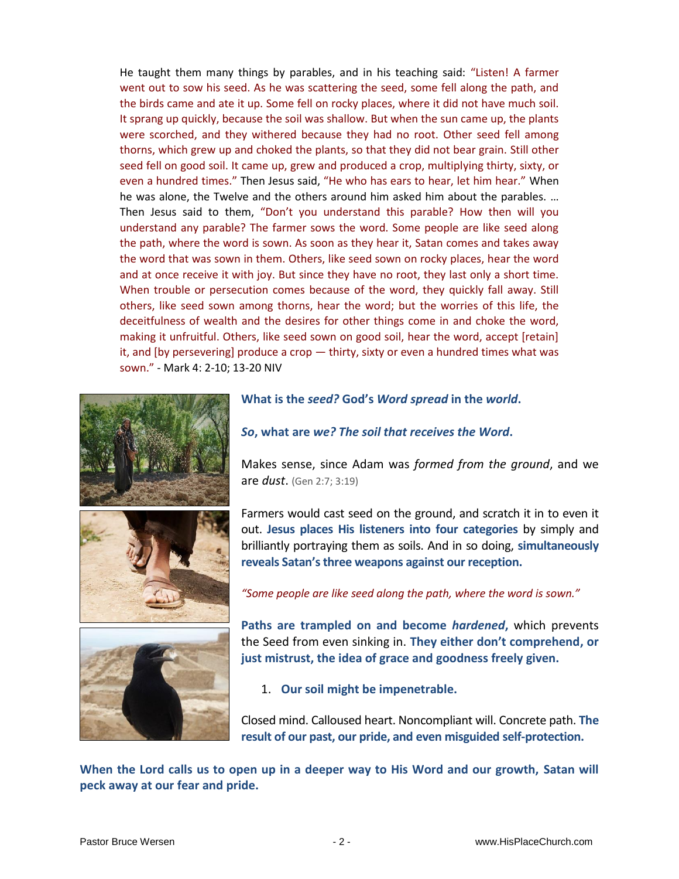He taught them many things by parables, and in his teaching said: "Listen! A farmer went out to sow his seed. As he was scattering the seed, some fell along the path, and the birds came and ate it up. Some fell on rocky places, where it did not have much soil. It sprang up quickly, because the soil was shallow. But when the sun came up, the plants were scorched, and they withered because they had no root. Other seed fell among thorns, which grew up and choked the plants, so that they did not bear grain. Still other seed fell on good soil. It came up, grew and produced a crop, multiplying thirty, sixty, or even a hundred times." Then Jesus said, "He who has ears to hear, let him hear." When he was alone, the Twelve and the others around him asked him about the parables. … Then Jesus said to them, "Don't you understand this parable? How then will you understand any parable? The farmer sows the word. Some people are like seed along the path, where the word is sown. As soon as they hear it, Satan comes and takes away the word that was sown in them. Others, like seed sown on rocky places, hear the word and at once receive it with joy. But since they have no root, they last only a short time. When trouble or persecution comes because of the word, they quickly fall away. Still others, like seed sown among thorns, hear the word; but the worries of this life, the deceitfulness of wealth and the desires for other things come in and choke the word, making it unfruitful. Others, like seed sown on good soil, hear the word, accept [retain] it, and [by persevering] produce a crop — thirty, sixty or even a hundred times what was sown." - Mark 4: 2-10; 13-20 NIV

**What is the *seed?* God's *Word spread* in the *world*.**

***So*, what are *we? The soil that receives the Word*.**

Makes sense, since Adam was *formed from the ground*, and we are *dust*. (Gen 2:7; 3:19)

Farmers would cast seed on the ground, and scratch it in to even it out. **Jesus places His listeners into four categories** by simply and brilliantly portraying them as soils. And in so doing, **simultaneously reveals Satan's three weapons against our reception.**

*"Some people are like seed along the path, where the word is sown."*

**Paths are trampled on and become *hardened*,** which prevents the Seed from even sinking in. **They either don't comprehend, or just mistrust, the idea of grace and goodness freely given.**

1. **Our soil might be impenetrable.**

Closed mind. Calloused heart. Noncompliant will. Concrete path. **The result of our past, our pride, and even misguided self-protection.**

**When the Lord calls us to open up in a deeper way to His Word and our growth, Satan will peck away at our fear and pride.**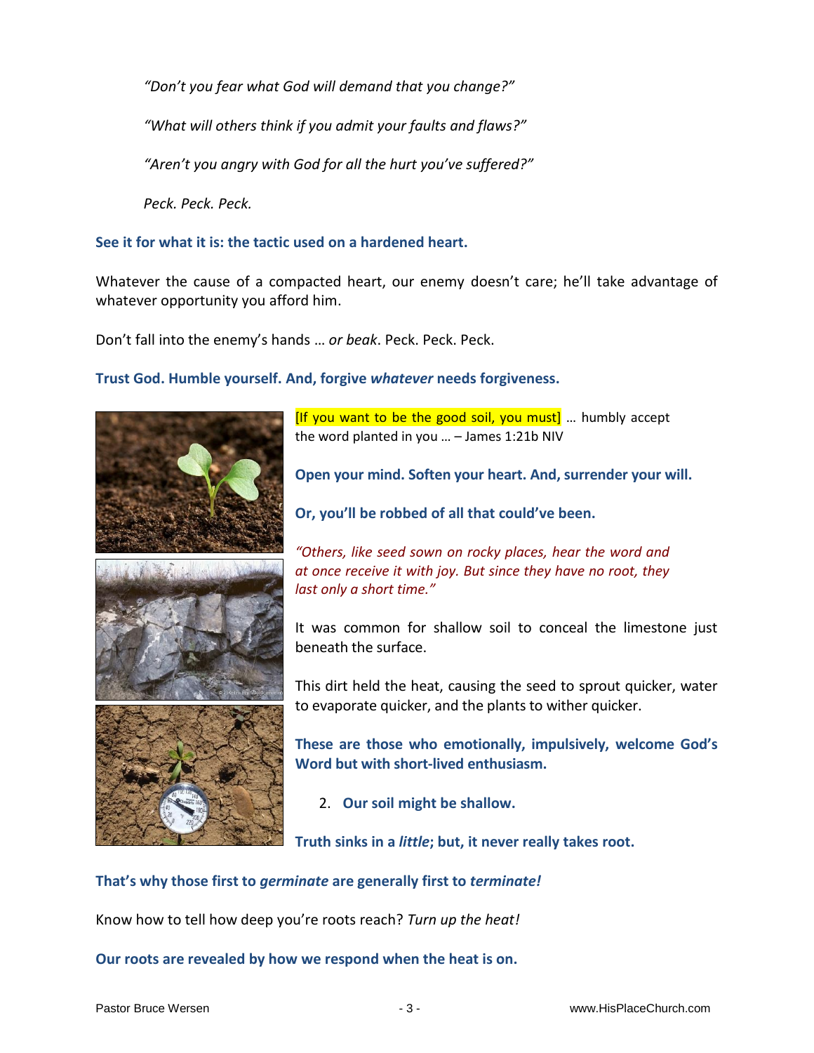*"Don't you fear what God will demand that you change?"*

*"What will others think if you admit your faults and flaws?"*

*"Aren't you angry with God for all the hurt you've suffered?"*

*Peck. Peck. Peck.*

**See it for what it is: the tactic used on a hardened heart.**

Whatever the cause of a compacted heart, our enemy doesn't care; he'll take advantage of whatever opportunity you afford him.

Don't fall into the enemy's hands … *or beak*. Peck. Peck. Peck.

**Trust God. Humble yourself. And, forgive *whatever* needs forgiveness.**

[If you want to be the good soil, you must] … humbly accept the word planted in you … – James 1:21b NIV

**Open your mind. Soften your heart. And, surrender your will.**

**Or, you'll be robbed of all that could've been.**

*"Others, like seed sown on rocky places, hear the word and at once receive it with joy. But since they have no root, they last only a short time."*

It was common for shallow soil to conceal the limestone just beneath the surface.

This dirt held the heat, causing the seed to sprout quicker, water to evaporate quicker, and the plants to wither quicker.

**These are those who emotionally, impulsively, welcome God's Word but with short-lived enthusiasm.**

2. **Our soil might be shallow.**

**Truth sinks in a *little*; but, it never really takes root.**

**That's why those first to *germinate* are generally first to *terminate!***

Know how to tell how deep you're roots reach? *Turn up the heat!*

**Our roots are revealed by how we respond when the heat is on.**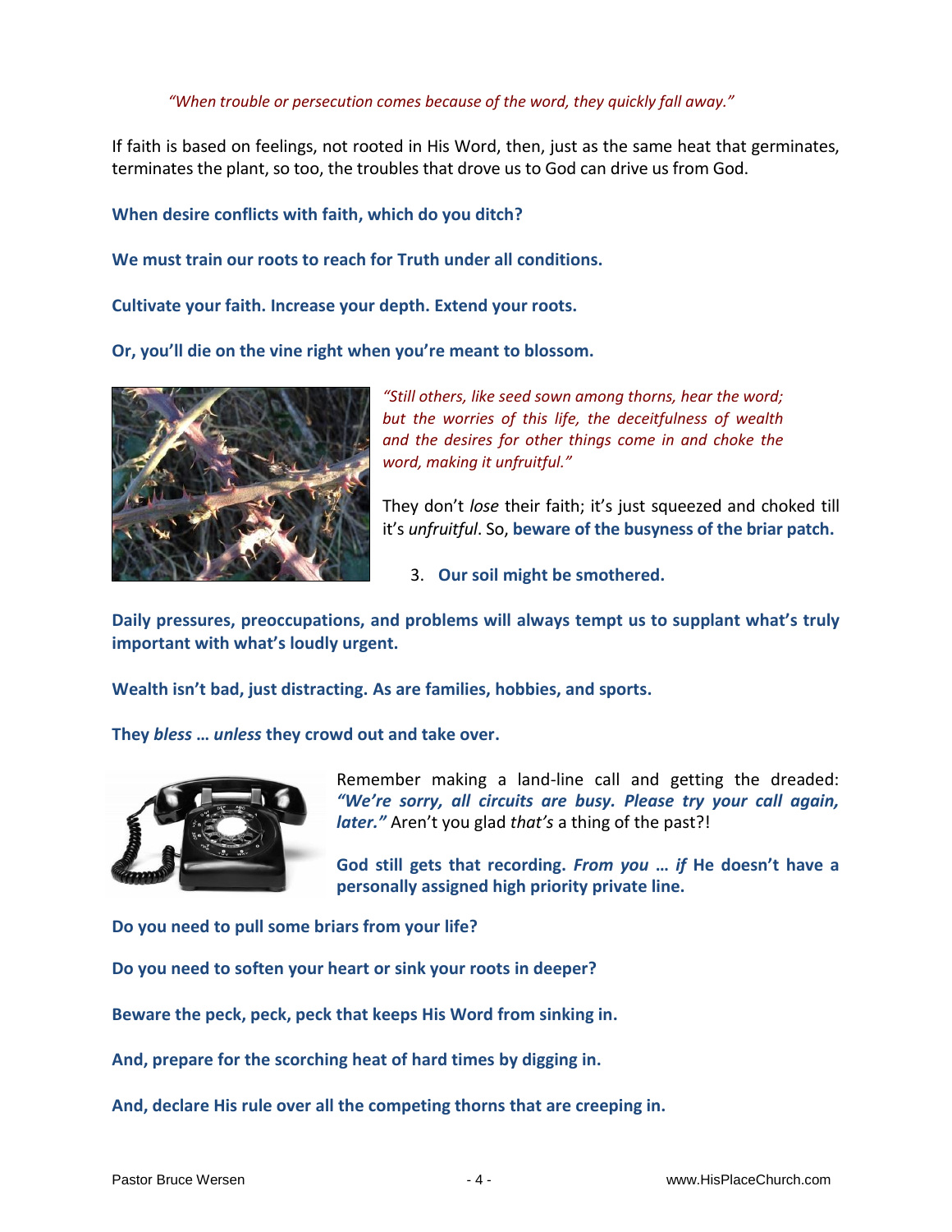*"When trouble or persecution comes because of the word, they quickly fall away."*

If faith is based on feelings, not rooted in His Word, then, just as the same heat that germinates, terminates the plant, so too, the troubles that drove us to God can drive us from God.

**When desire conflicts with faith, which do you ditch?**

**We must train our roots to reach for Truth under all conditions.**

**Cultivate your faith. Increase your depth. Extend your roots.**

**Or, you'll die on the vine right when you're meant to blossom.**

*"Still others, like seed sown among thorns, hear the word; but the worries of this life, the deceitfulness of wealth and the desires for other things come in and choke the word, making it unfruitful."*

They don't *lose* their faith; it's just squeezed and choked till it's *unfruitful*. So, **beware of the busyness of the briar patch.**

3. **Our soil might be smothered.**

**Daily pressures, preoccupations, and problems will always tempt us to supplant what's truly important with what's loudly urgent.**

**Wealth isn't bad, just distracting. As are families, hobbies, and sports.**

**They *bless* … *unless* they crowd out and take over.**

Remember making a land-line call and getting the dreaded: ***"We're sorry, all circuits are busy. Please try your call again, later."*** Aren't you glad *that's* a thing of the past?!

**God still gets that recording. *From you* … *if* He doesn't have a personally assigned high priority private line.**

**Do you need to pull some briars from your life?**

**Do you need to soften your heart or sink your roots in deeper?**

**Beware the peck, peck, peck that keeps His Word from sinking in.**

**And, prepare for the scorching heat of hard times by digging in.**

**And, declare His rule over all the competing thorns that are creeping in.**